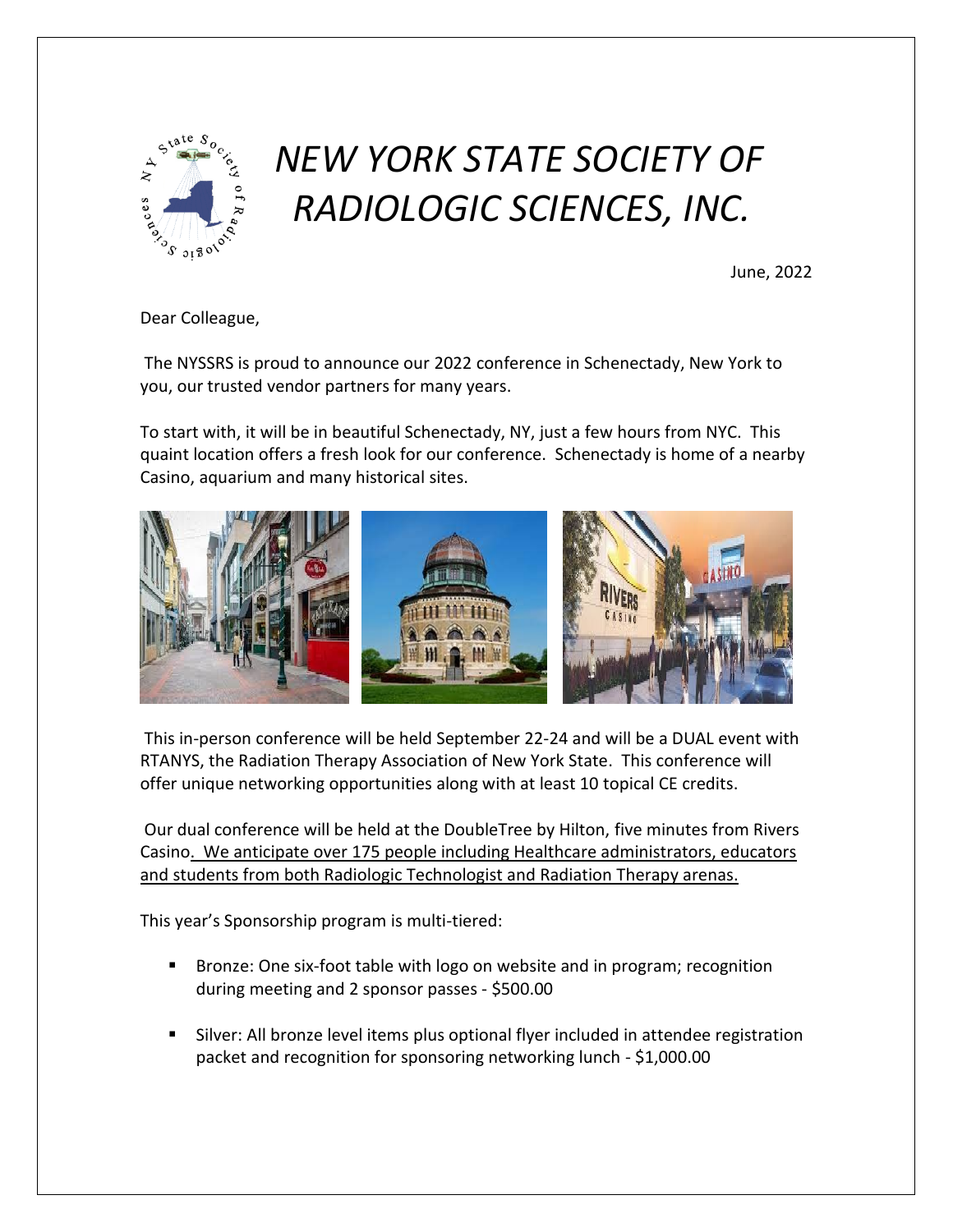# *NEW YORK STATE SOCIETY OF RADIOLOGIC SCIENCES, INC.*

June, 2022

Dear Colleague,

The NYSSRS is proud to announce our 2022 conference in Schenectady, New York to you, our trusted vendor partners for many years.

To start with, it will be in beautiful Schenectady, NY, just a few hours from NYC. This quaint location offers a fresh look for our conference. Schenectady is home of a nearby Casino, aquarium and many historical sites.

This in-person conference will be held September 22-24 and will be a DUAL event with RTANYS, the Radiation Therapy Association of New York State. This conference will offer unique networking opportunities along with at least 10 topical CE credits.

Our dual conference will be held at the DoubleTree by Hilton, five minutes from Rivers Casino. We anticipate over 175 people including Healthcare administrators, educators and students from both Radiologic Technologist and Radiation Therapy arenas.

This year's Sponsorship program is multi-tiered:

- Bronze: One six-foot table with logo on website and in program; recognition during meeting and 2 sponsor passes - $500.00
- Silver: All bronze level items plus optional flyer included in attendee registration packet and recognition for sponsoring networking lunch - $1,000.00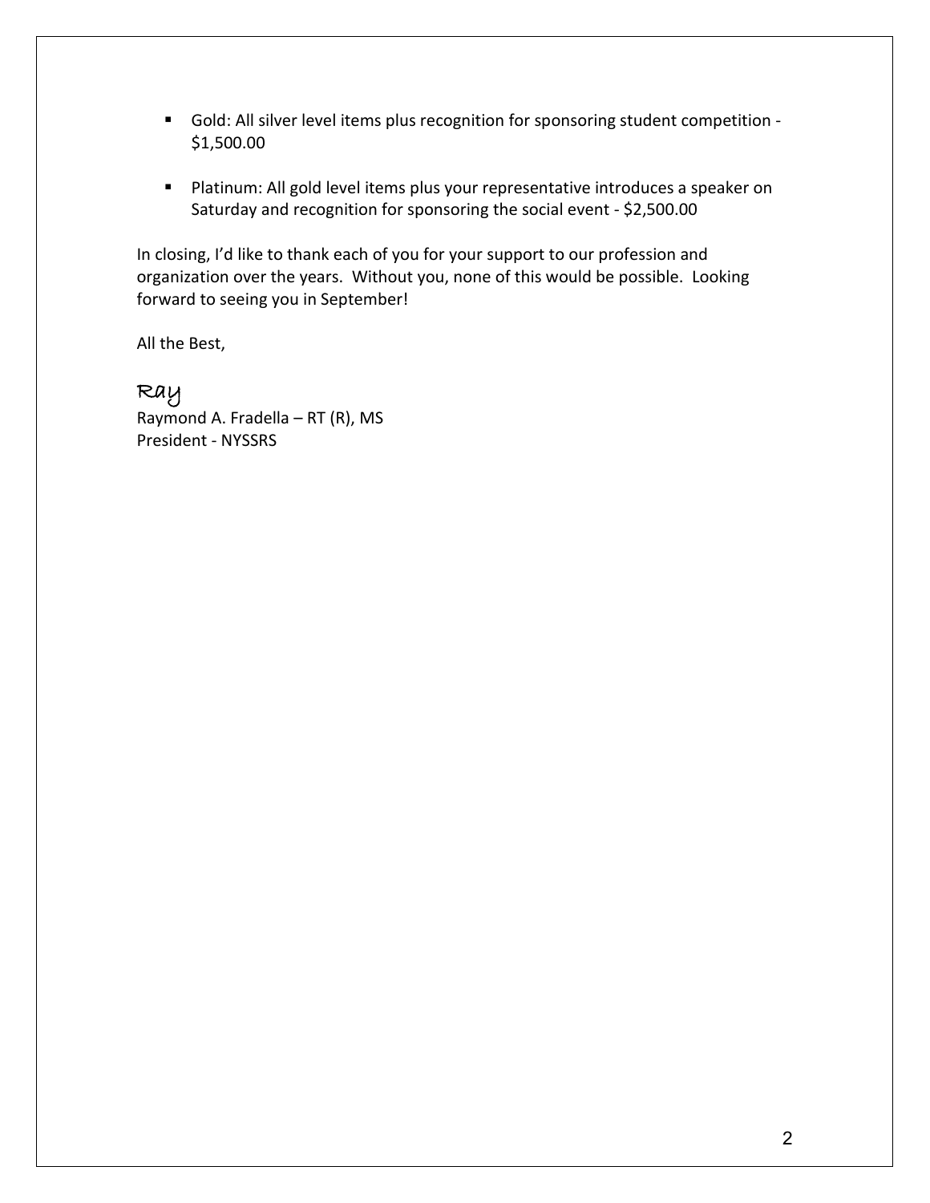- Gold: All silver level items plus recognition for sponsoring student competition - $1,500.00

- Platinum: All gold level items plus your representative introduces a speaker on Saturday and recognition for sponsoring the social event - $2,500.00

In closing, I'd like to thank each of you for your support to our profession and organization over the years. Without you, none of this would be possible. Looking forward to seeing you in September!

All the Best,

Ray

Raymond A. Fradella – RT (R), MS
President - NYSSRS